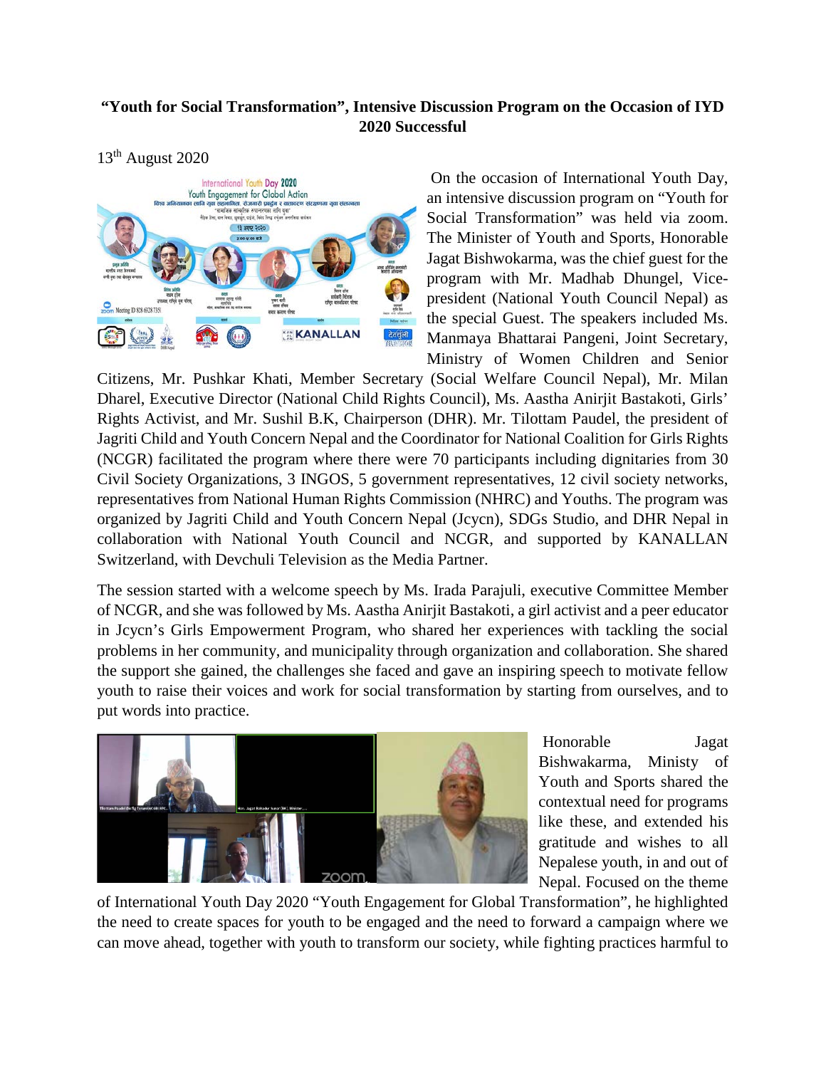**"Youth for Social Transformation", Intensive Discussion Program on the Occasion of IYD 2020 Successful**

13th August 2020

On the occasion of International Youth Day, an intensive discussion program on "Youth for Social Transformation" was held via zoom. The Minister of Youth and Sports, Honorable Jagat Bishwokarma, was the chief guest for the program with Mr. Madhab Dhungel, Vice-president (National Youth Council Nepal) as the special Guest. The speakers included Ms. Manmaya Bhattarai Pangeni, Joint Secretary, Ministry of Women Children and Senior Citizens, Mr. Pushkar Khati, Member Secretary (Social Welfare Council Nepal), Mr. Milan Dharel, Executive Director (National Child Rights Council), Ms. Aastha Anirjit Bastakoti, Girls' Rights Activist, and Mr. Sushil B.K, Chairperson (DHR). Mr. Tilottam Paudel, the president of Jagriti Child and Youth Concern Nepal and the Coordinator for National Coalition for Girls Rights (NCGR) facilitated the program where there were 70 participants including dignitaries from 30 Civil Society Organizations, 3 INGOS, 5 government representatives, 12 civil society networks, representatives from National Human Rights Commission (NHRC) and Youths. The program was organized by Jagriti Child and Youth Concern Nepal (Jcycn), SDGs Studio, and DHR Nepal in collaboration with National Youth Council and NCGR, and supported by KANALLAN Switzerland, with Devchuli Television as the Media Partner.

The session started with a welcome speech by Ms. Irada Parajuli, executive Committee Member of NCGR, and she was followed by Ms. Aastha Anirjit Bastakoti, a girl activist and a peer educator in Jcycn's Girls Empowerment Program, who shared her experiences with tackling the social problems in her community, and municipality through organization and collaboration. She shared the support she gained, the challenges she faced and gave an inspiring speech to motivate fellow youth to raise their voices and work for social transformation by starting from ourselves, and to put words into practice.

Honorable Jagat Bishwakarma, Ministy of Youth and Sports shared the contextual need for programs like these, and extended his gratitude and wishes to all Nepalese youth, in and out of Nepal. Focused on the theme of International Youth Day 2020 "Youth Engagement for Global Transformation", he highlighted the need to create spaces for youth to be engaged and the need to forward a campaign where we can move ahead, together with youth to transform our society, while fighting practices harmful to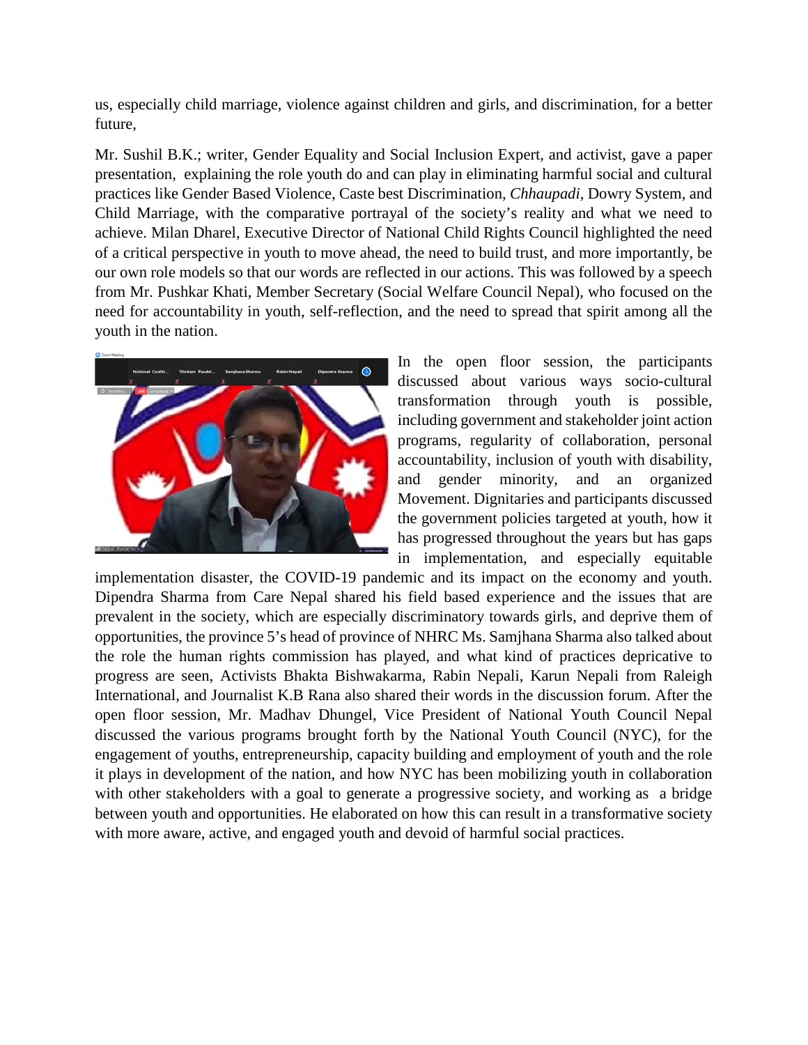us, especially child marriage, violence against children and girls, and discrimination, for a better future,

Mr. Sushil B.K.; writer, Gender Equality and Social Inclusion Expert, and activist, gave a paper presentation, explaining the role youth do and can play in eliminating harmful social and cultural practices like Gender Based Violence, Caste best Discrimination, *Chhaupadi,* Dowry System, and Child Marriage, with the comparative portrayal of the society's reality and what we need to achieve. Milan Dharel, Executive Director of National Child Rights Council highlighted the need of a critical perspective in youth to move ahead, the need to build trust, and more importantly, be our own role models so that our words are reflected in our actions. This was followed by a speech from Mr. Pushkar Khati, Member Secretary (Social Welfare Council Nepal), who focused on the need for accountability in youth, self-reflection, and the need to spread that spirit among all the youth in the nation.

In the open floor session, the participants discussed about various ways socio-cultural transformation through youth is possible, including government and stakeholder joint action programs, regularity of collaboration, personal accountability, inclusion of youth with disability, and gender minority, and an organized Movement. Dignitaries and participants discussed the government policies targeted at youth, how it has progressed throughout the years but has gaps in implementation, and especially equitable implementation disaster, the COVID-19 pandemic and its impact on the economy and youth. Dipendra Sharma from Care Nepal shared his field based experience and the issues that are prevalent in the society, which are especially discriminatory towards girls, and deprive them of opportunities, the province 5's head of province of NHRC Ms. Samjhana Sharma also talked about the role the human rights commission has played, and what kind of practices depricative to progress are seen, Activists Bhakta Bishwakarma, Rabin Nepali, Karun Nepali from Raleigh International, and Journalist K.B Rana also shared their words in the discussion forum. After the open floor session, Mr. Madhav Dhungel, Vice President of National Youth Council Nepal discussed the various programs brought forth by the National Youth Council (NYC), for the engagement of youths, entrepreneurship, capacity building and employment of youth and the role it plays in development of the nation, and how NYC has been mobilizing youth in collaboration with other stakeholders with a goal to generate a progressive society, and working as a bridge between youth and opportunities. He elaborated on how this can result in a transformative society with more aware, active, and engaged youth and devoid of harmful social practices.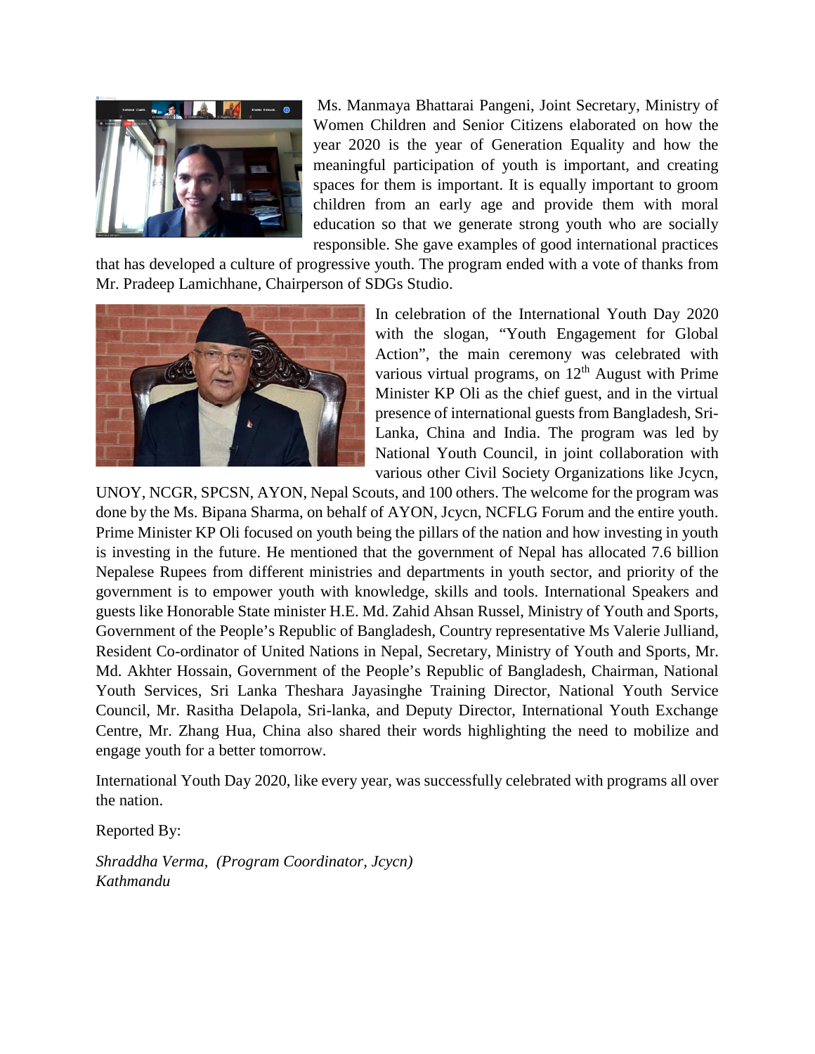Ms. Manmaya Bhattarai Pangeni, Joint Secretary, Ministry of Women Children and Senior Citizens elaborated on how the year 2020 is the year of Generation Equality and how the meaningful participation of youth is important, and creating spaces for them is important. It is equally important to groom children from an early age and provide them with moral education so that we generate strong youth who are socially responsible. She gave examples of good international practices that has developed a culture of progressive youth. The program ended with a vote of thanks from Mr. Pradeep Lamichhane, Chairperson of SDGs Studio.

In celebration of the International Youth Day 2020 with the slogan, "Youth Engagement for Global Action", the main ceremony was celebrated with various virtual programs, on 12th August with Prime Minister KP Oli as the chief guest, and in the virtual presence of international guests from Bangladesh, Sri-Lanka, China and India. The program was led by National Youth Council, in joint collaboration with various other Civil Society Organizations like Jcycn, UNOY, NCGR, SPCSN, AYON, Nepal Scouts, and 100 others. The welcome for the program was done by the Ms. Bipana Sharma, on behalf of AYON, Jcycn, NCFLG Forum and the entire youth. Prime Minister KP Oli focused on youth being the pillars of the nation and how investing in youth is investing in the future. He mentioned that the government of Nepal has allocated 7.6 billion Nepalese Rupees from different ministries and departments in youth sector, and priority of the government is to empower youth with knowledge, skills and tools. International Speakers and guests like Honorable State minister H.E. Md. Zahid Ahsan Russel, Ministry of Youth and Sports, Government of the People's Republic of Bangladesh, Country representative Ms Valerie Julliand, Resident Co-ordinator of United Nations in Nepal, Secretary, Ministry of Youth and Sports, Mr. Md. Akhter Hossain, Government of the People's Republic of Bangladesh, Chairman, National Youth Services, Sri Lanka Theshara Jayasinghe Training Director, National Youth Service Council, Mr. Rasitha Delapola, Sri-lanka, and Deputy Director, International Youth Exchange Centre, Mr. Zhang Hua, China also shared their words highlighting the need to mobilize and engage youth for a better tomorrow.

International Youth Day 2020, like every year, was successfully celebrated with programs all over the nation.

Reported By:

*Shraddha Verma, (Program Coordinator, Jcycn)*
*Kathmandu*